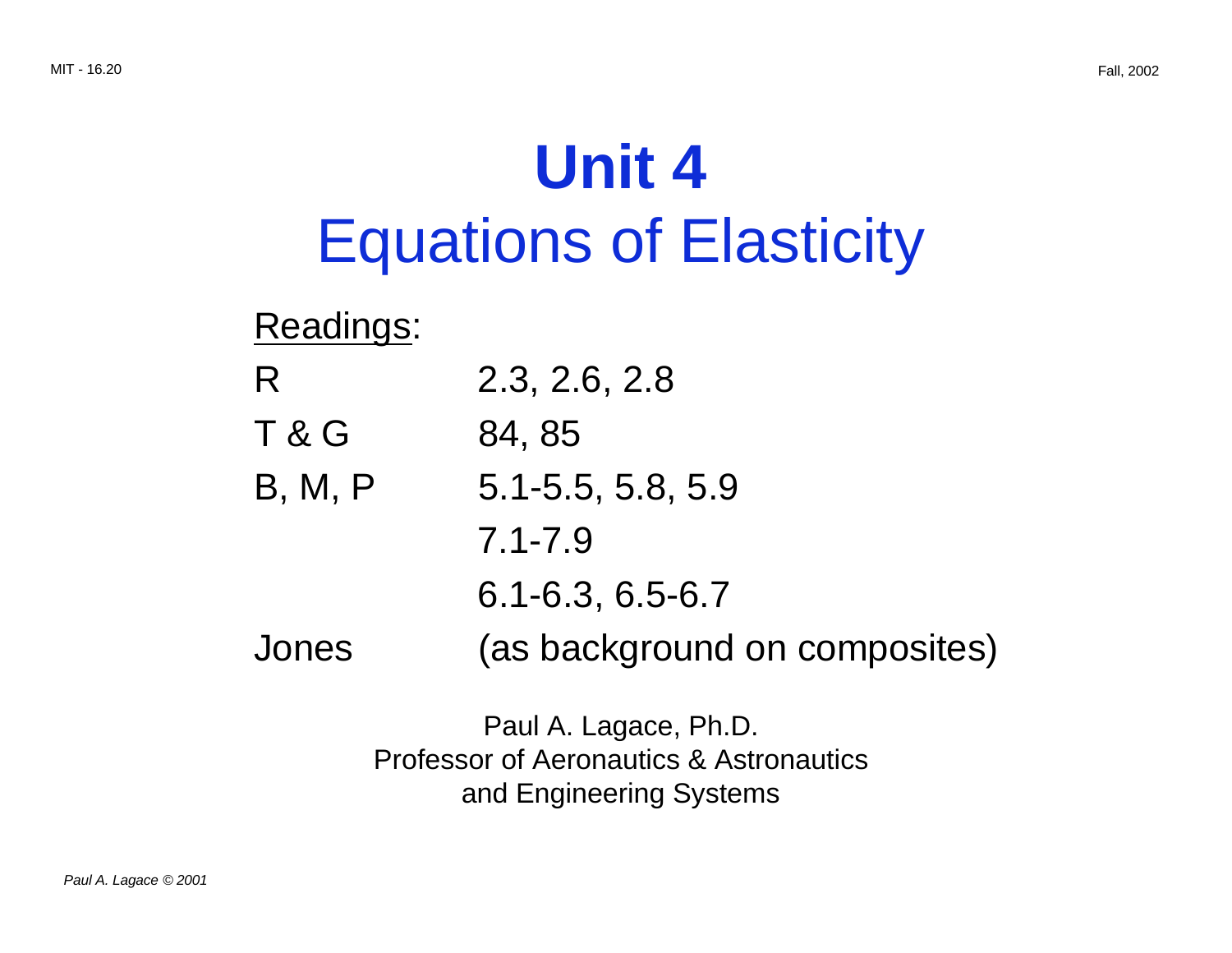# Unit 4

## Equations of Elasticity

Readings:

| | |
|---|---|
| R | 2.3, 2.6, 2.8 |
| T & G | 84, 85 |
| B, M, P | 5.1-5.5, 5.8, 5.9 |
| | 7.1-7.9 |
| | 6.1-6.3, 6.5-6.7 |
| Jones | (as background on composites) |

Paul A. Lagace, Ph.D.
Professor of Aeronautics & Astronautics
and Engineering Systems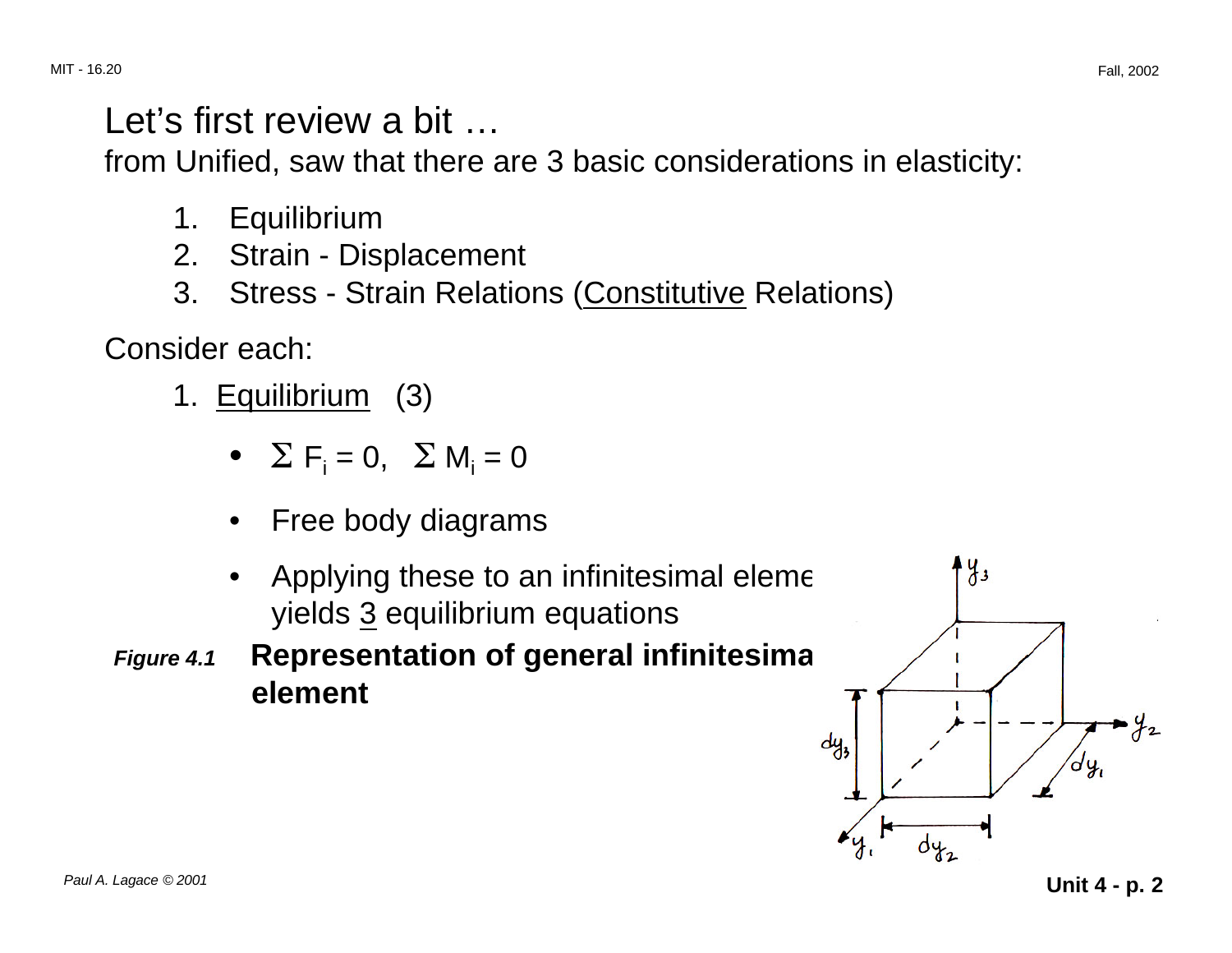# Let's first review a bit …

from Unified, saw that there are 3 basic considerations in elasticity:

1. Equilibrium
2. Strain - Displacement
3. Stress - Strain Relations (<u>Constitutive</u> Relations)

Consider each:

1. <u>Equilibrium</u> (3)

- $\Sigma F_i = 0, \quad \Sigma M_i = 0$
- Free body diagrams
- Applying these to an infinitesimal element yields <u>3</u> equilibrium equations

***Figure 4.1*** **Representation of general infinitesimal element**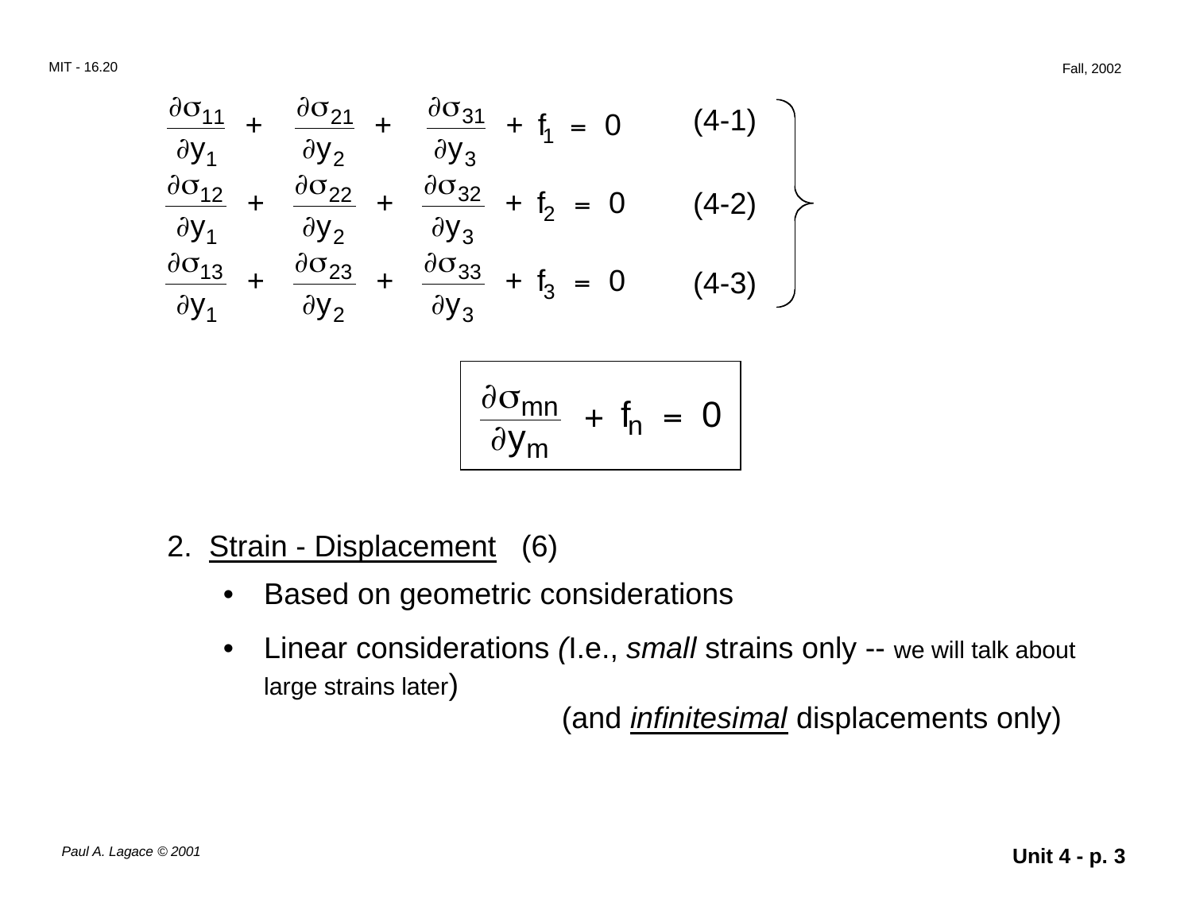$$\frac{\partial \sigma_{11}}{\partial y_1} + \frac{\partial \sigma_{21}}{\partial y_2} + \frac{\partial \sigma_{31}}{\partial y_3} + f_1 = 0 \qquad (4\text{-}1)$$

$$\frac{\partial \sigma_{12}}{\partial y_1} + \frac{\partial \sigma_{22}}{\partial y_2} + \frac{\partial \sigma_{32}}{\partial y_3} + f_2 = 0 \qquad (4\text{-}2)$$

$$\frac{\partial \sigma_{13}}{\partial y_1} + \frac{\partial \sigma_{23}}{\partial y_2} + \frac{\partial \sigma_{33}}{\partial y_3} + f_3 = 0 \qquad (4\text{-}3)$$

$$\boxed{\frac{\partial \sigma_{mn}}{\partial y_m} + f_n = 0}$$

2. <u>Strain - Displacement</u> (6)

- Based on geometric considerations
- Linear considerations (I.e., *small* strains only -- we will talk about large strains later)

  (and <u>*infinitesimal*</u> displacements only)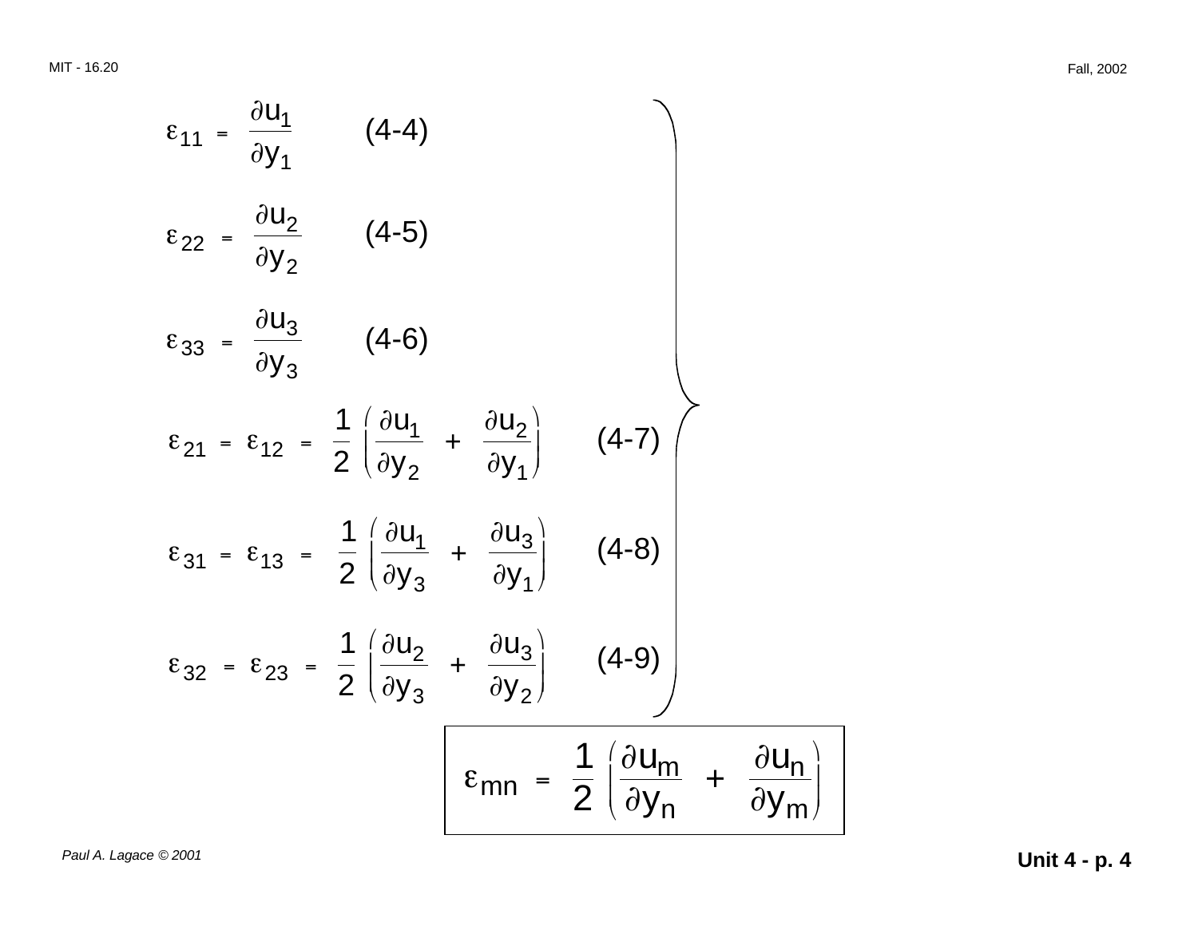$$\varepsilon_{11} = \frac{\partial u_1}{\partial y_1} \qquad (4\text{-}4)$$

$$\varepsilon_{22} = \frac{\partial u_2}{\partial y_2} \qquad (4\text{-}5)$$

$$\varepsilon_{33} = \frac{\partial u_3}{\partial y_3} \qquad (4\text{-}6)$$

$$\varepsilon_{21} = \varepsilon_{12} = \frac{1}{2}\left(\frac{\partial u_1}{\partial y_2} + \frac{\partial u_2}{\partial y_1}\right) \qquad (4\text{-}7)$$

$$\varepsilon_{31} = \varepsilon_{13} = \frac{1}{2}\left(\frac{\partial u_1}{\partial y_3} + \frac{\partial u_3}{\partial y_1}\right) \qquad (4\text{-}8)$$

$$\varepsilon_{32} = \varepsilon_{23} = \frac{1}{2}\left(\frac{\partial u_2}{\partial y_3} + \frac{\partial u_3}{\partial y_2}\right) \qquad (4\text{-}9)$$

$$\boxed{\varepsilon_{mn} = \frac{1}{2}\left(\frac{\partial u_m}{\partial y_n} + \frac{\partial u_n}{\partial y_m}\right)}$$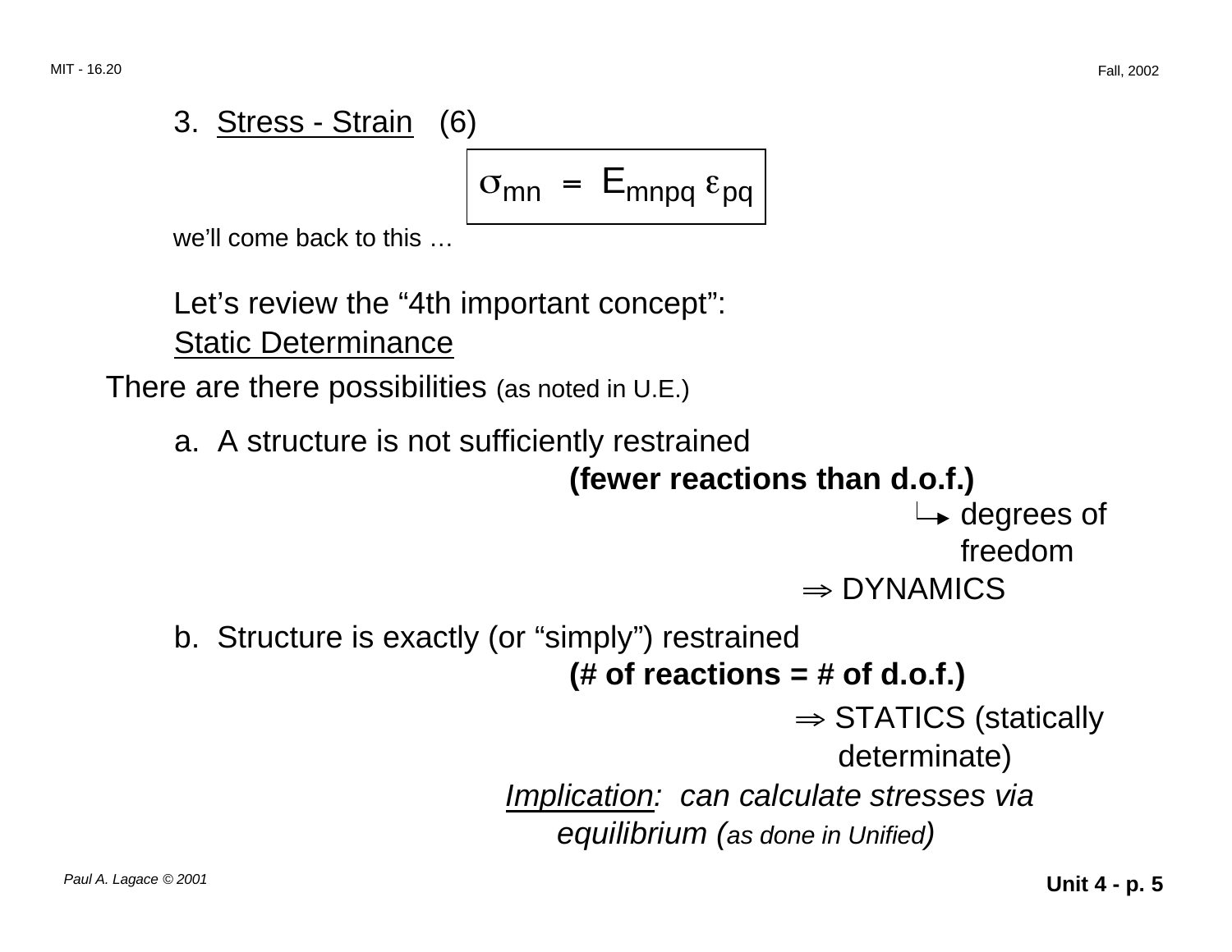3. Stress - Strain (6)

$$\sigma_{mn} = E_{mnpq} \, \varepsilon_{pq}$$

we'll come back to this …

Let's review the "4th important concept":
Static Determinance

There are there possibilities (as noted in U.E.)

a. A structure is not sufficiently restrained
   **(fewer reactions than d.o.f.)**
   └→ degrees of freedom
   $\Rightarrow$ DYNAMICS

b. Structure is exactly (or "simply") restrained
   **(# of reactions = # of d.o.f.)**
   $\Rightarrow$ STATICS (statically determinate)

   *Implication: can calculate stresses via equilibrium (as done in Unified)*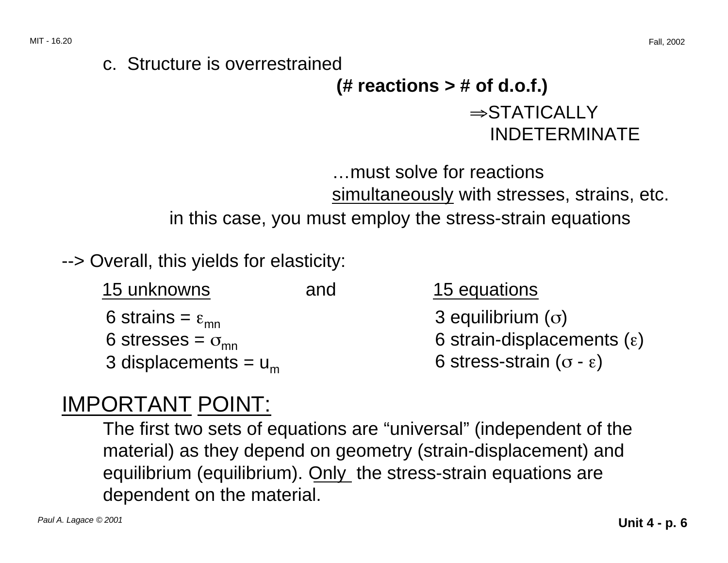c. Structure is overrestrained

**(# reactions > # of d.o.f.)**

$\Rightarrow$STATICALLY INDETERMINATE

…must solve for reactions simultaneously with stresses, strains, etc.

in this case, you must employ the stress-strain equations

--> Overall, this yields for elasticity:

| 15 unknowns | and | 15 equations |
|---|---|---|
| 6 strains = $\varepsilon_{mn}$ | | 3 equilibrium ($\sigma$) |
| 6 stresses = $\sigma_{mn}$ | | 6 strain-displacements ($\varepsilon$) |
| 3 displacements = $u_m$ | | 6 stress-strain ($\sigma$ - $\varepsilon$) |

IMPORTANT POINT:

The first two sets of equations are "universal" (independent of the material) as they depend on geometry (strain-displacement) and equilibrium (equilibrium). Only the stress-strain equations are dependent on the material.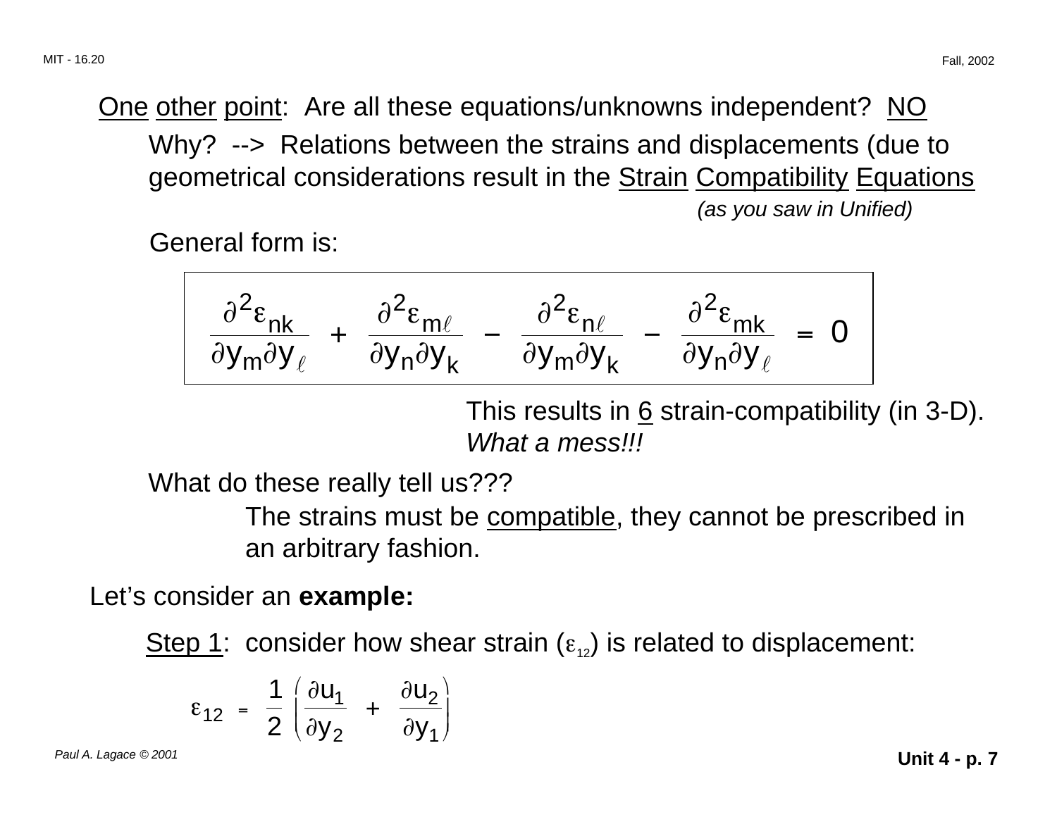<u>One</u> <u>other</u> <u>point</u>: Are all these equations/unknowns independent? <u>NO</u>

Why? --> Relations between the strains and displacements (due to geometrical considerations result in the <u>Strain</u> <u>Compatibility</u> <u>Equations</u>

*(as you saw in Unified)*

General form is:

$$\frac{\partial^2 \varepsilon_{nk}}{\partial y_m \partial y_\ell} + \frac{\partial^2 \varepsilon_{m\ell}}{\partial y_n \partial y_k} - \frac{\partial^2 \varepsilon_{n\ell}}{\partial y_m \partial y_k} - \frac{\partial^2 \varepsilon_{mk}}{\partial y_n \partial y_\ell} = 0$$

This results in <u>6</u> strain-compatibility (in 3-D). *What a mess!!!*

What do these really tell us???

The strains must be <u>compatible</u>, they cannot be prescribed in an arbitrary fashion.

Let's consider an **example:**

<u>Step 1</u>: consider how shear strain ($\varepsilon_{12}$) is related to displacement:

$$\varepsilon_{12} = \frac{1}{2}\left(\frac{\partial u_1}{\partial y_2} + \frac{\partial u_2}{\partial y_1}\right)$$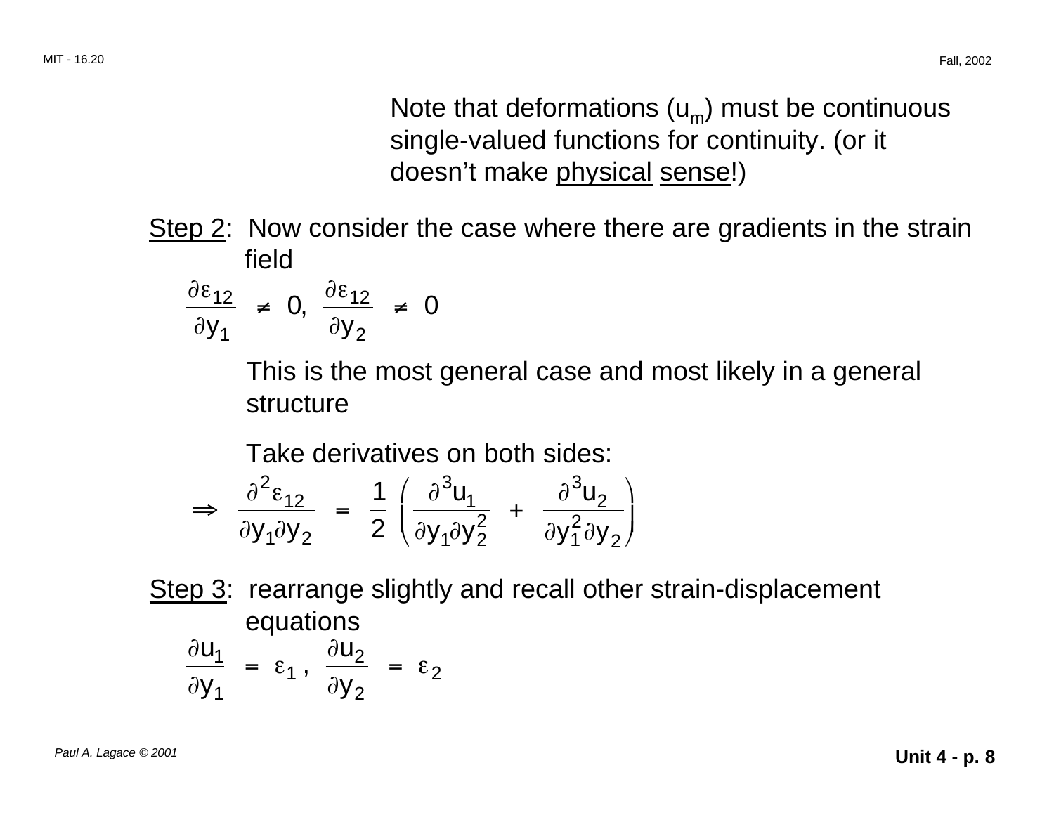Note that deformations ($u_m$) must be continuous single-valued functions for continuity. (or it doesn't make physical sense!)

Step 2: Now consider the case where there are gradients in the strain field

$$\frac{\partial \varepsilon_{12}}{\partial y_1} \neq 0, \quad \frac{\partial \varepsilon_{12}}{\partial y_2} \neq 0$$

This is the most general case and most likely in a general structure

Take derivatives on both sides:

$$\Rightarrow \quad \frac{\partial^2 \varepsilon_{12}}{\partial y_1 \partial y_2} = \frac{1}{2}\left(\frac{\partial^3 u_1}{\partial y_1 \partial y_2^2} + \frac{\partial^3 u_2}{\partial y_1^2 \partial y_2}\right)$$

Step 3: rearrange slightly and recall other strain-displacement equations

$$\frac{\partial u_1}{\partial y_1} = \varepsilon_1 , \quad \frac{\partial u_2}{\partial y_2} = \varepsilon_2$$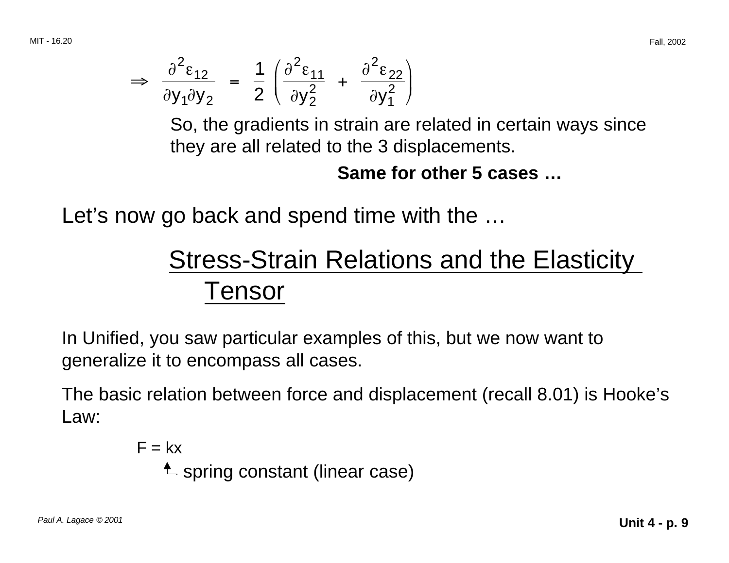$$\Rightarrow \quad \frac{\partial^2 \varepsilon_{12}}{\partial y_1 \partial y_2} = \frac{1}{2}\left(\frac{\partial^2 \varepsilon_{11}}{\partial y_2^2} + \frac{\partial^2 \varepsilon_{22}}{\partial y_1^2}\right)$$

So, the gradients in strain are related in certain ways since they are all related to the 3 displacements.

**Same for other 5 cases …**

Let's now go back and spend time with the …

## Stress-Strain Relations and the Elasticity Tensor

In Unified, you saw particular examples of this, but we now want to generalize it to encompass all cases.

The basic relation between force and displacement (recall 8.01) is Hooke's Law:

$$F = kx$$

$k$ ← spring constant (linear case)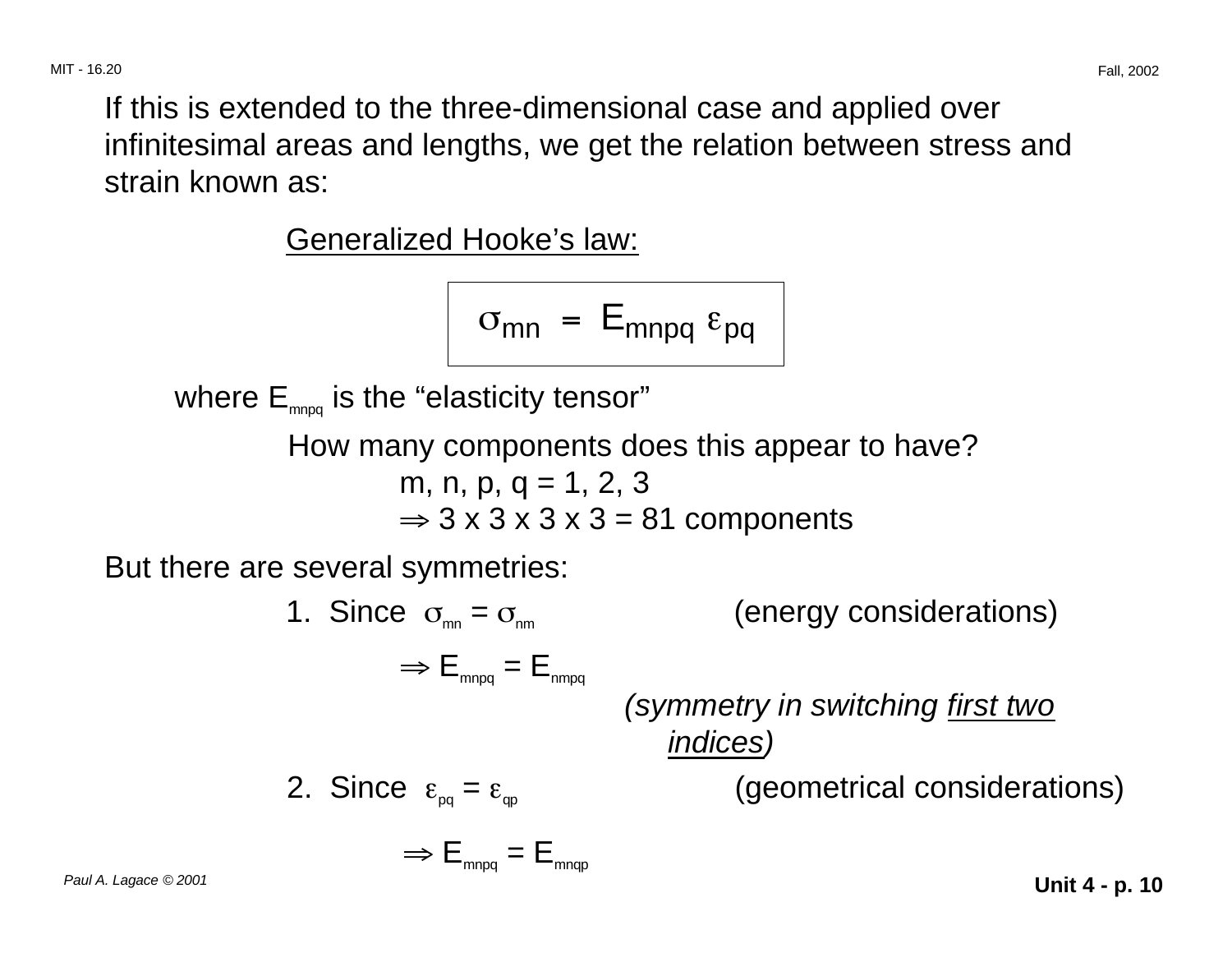If this is extended to the three-dimensional case and applied over infinitesimal areas and lengths, we get the relation between stress and strain known as:

Generalized Hooke's law:

$$\sigma_{mn} = E_{mnpq} \, \varepsilon_{pq}$$

where $E_{mnpq}$ is the "elasticity tensor"

How many components does this appear to have?

$m, n, p, q = 1, 2, 3$

$\Rightarrow 3 \times 3 \times 3 \times 3 = 81$ components

But there are several symmetries:

1. Since $\sigma_{mn} = \sigma_{nm}$ (energy considerations)

   $\Rightarrow E_{mnpq} = E_{nmpq}$

   *(symmetry in switching first two indices)*

2. Since $\varepsilon_{pq} = \varepsilon_{qp}$ (geometrical considerations)

   $\Rightarrow E_{mnpq} = E_{mnqp}$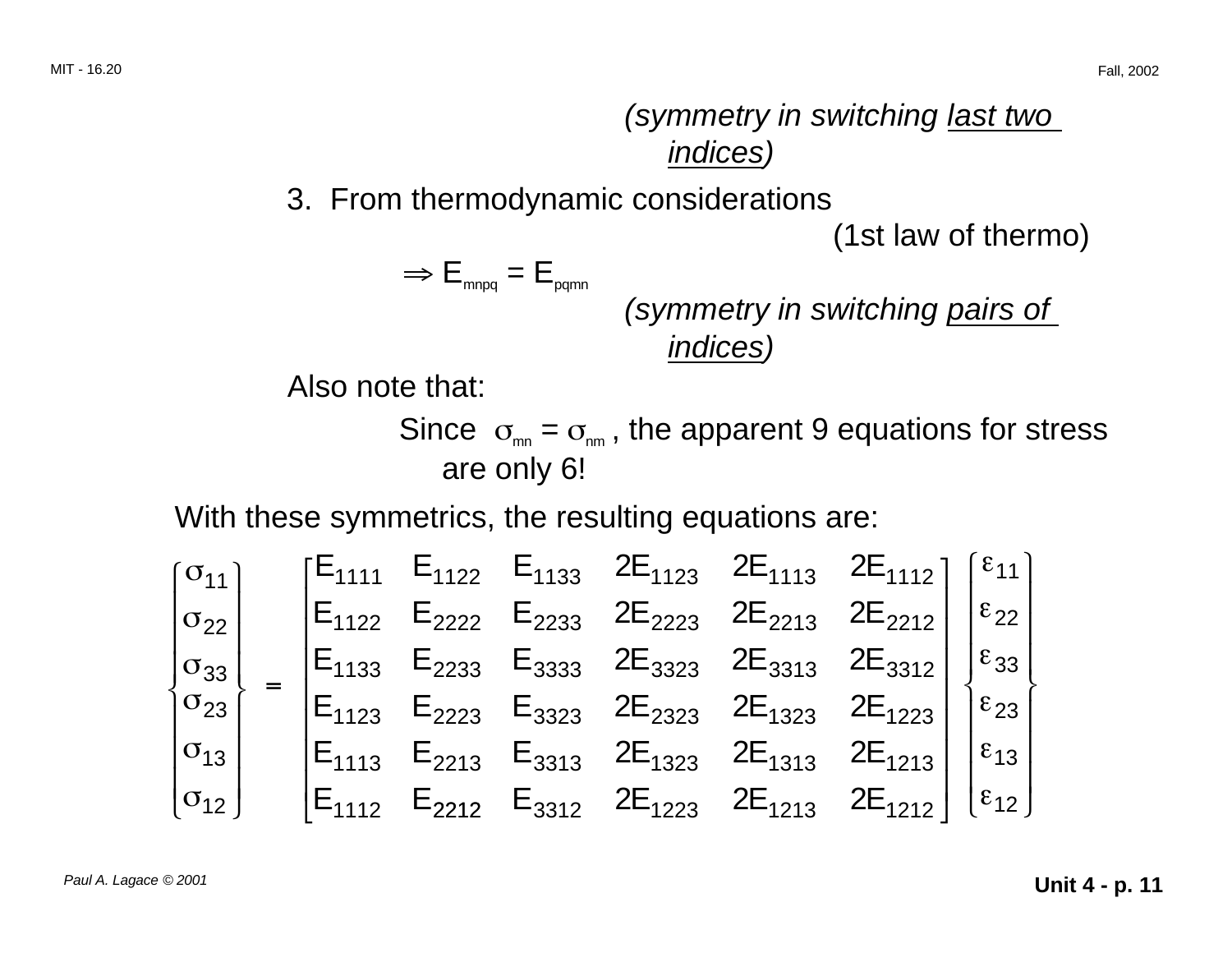(*symmetry in switching <u>last two indices</u>*)

3. From thermodynamic considerations

(1st law of thermo)

$\Rightarrow E_{mnpq} = E_{pqmn}$

(*symmetry in switching <u>pairs of indices</u>*)

Also note that:

Since $\sigma_{mn} = \sigma_{nm}$ , the apparent 9 equations for stress are only 6!

With these symmetrics, the resulting equations are:

$$
\begin{Bmatrix} \sigma_{11} \\ \sigma_{22} \\ \sigma_{33} \\ \sigma_{23} \\ \sigma_{13} \\ \sigma_{12} \end{Bmatrix}
=
\begin{bmatrix}
E_{1111} & E_{1122} & E_{1133} & 2E_{1123} & 2E_{1113} & 2E_{1112} \\
E_{1122} & E_{2222} & E_{2233} & 2E_{2223} & 2E_{2213} & 2E_{2212} \\
E_{1133} & E_{2233} & E_{3333} & 2E_{3323} & 2E_{3313} & 2E_{3312} \\
E_{1123} & E_{2223} & E_{3323} & 2E_{2323} & 2E_{1323} & 2E_{1223} \\
E_{1113} & E_{2213} & E_{3313} & 2E_{1323} & 2E_{1313} & 2E_{1213} \\
E_{1112} & E_{2212} & E_{3312} & 2E_{1223} & 2E_{1213} & 2E_{1212}
\end{bmatrix}
\begin{Bmatrix} \varepsilon_{11} \\ \varepsilon_{22} \\ \varepsilon_{33} \\ \varepsilon_{23} \\ \varepsilon_{13} \\ \varepsilon_{12} \end{Bmatrix}
$$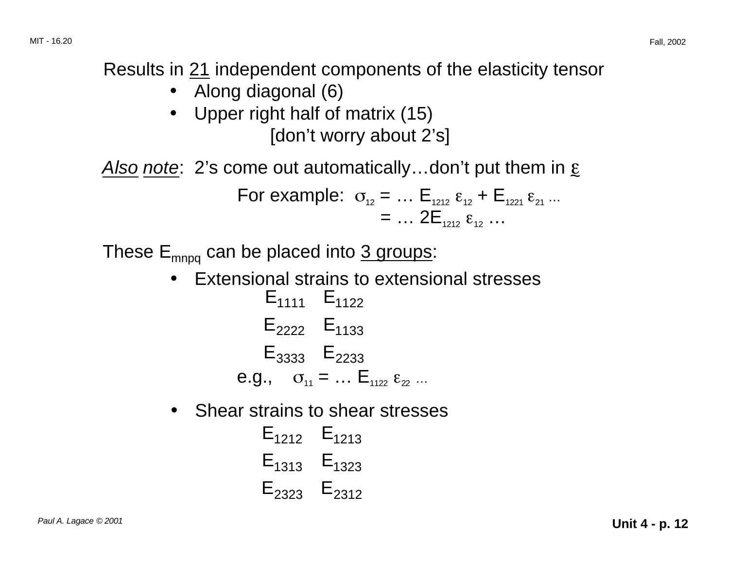Results in <u>21</u> independent components of the elasticity tensor

- Along diagonal (6)
- Upper right half of matrix (15)

  [don't worry about 2's]

*<u>Also</u>* *<u>note</u>*: 2's come out automatically…don't put them in $\underline{\varepsilon}$

For example: $\sigma_{12} = \ldots E_{1212}\, \varepsilon_{12} + E_{1221}\, \varepsilon_{21} \ldots$

$= \ldots 2E_{1212}\, \varepsilon_{12} \ldots$

These $E_{mnpq}$ can be placed into <u>3 groups</u>:

- Extensional strains to extensional stresses

  $E_{1111}$ $E_{1122}$

  $E_{2222}$ $E_{1133}$

  $E_{3333}$ $E_{2233}$

  e.g., $\sigma_{11} = \ldots E_{1122}\, \varepsilon_{22} \ldots$

- Shear strains to shear stresses

  $E_{1212}$ $E_{1213}$

  $E_{1313}$ $E_{1323}$

  $E_{2323}$ $E_{2312}$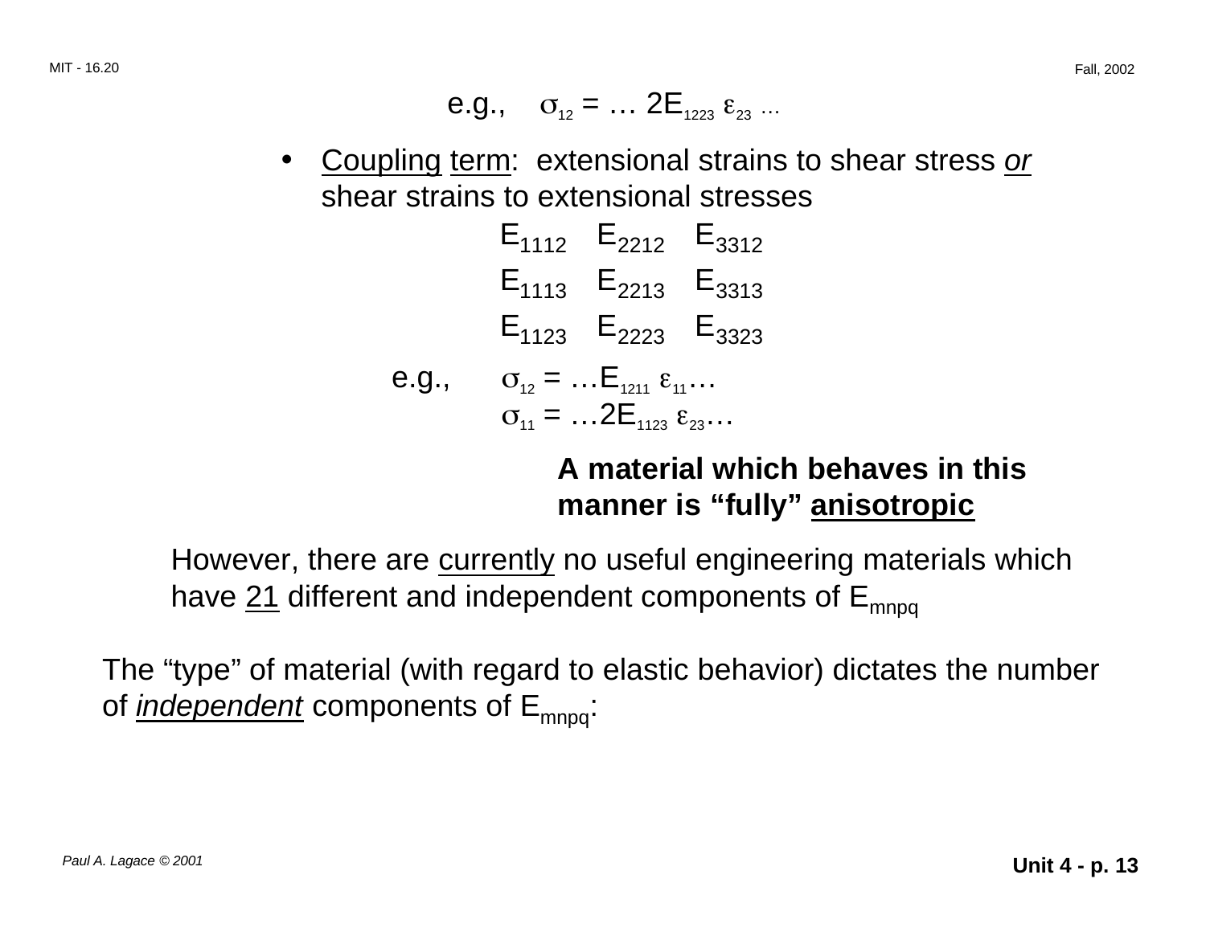e.g., $\sigma_{12} = \dots 2E_{1223}\, \varepsilon_{23} \dots$

- Coupling term: extensional strains to shear stress *or* shear strains to extensional stresses

$$
\begin{matrix}
E_{1112} & E_{2212} & E_{3312} \\
E_{1113} & E_{2213} & E_{3313} \\
E_{1123} & E_{2223} & E_{3323}
\end{matrix}
$$

e.g., $\sigma_{12} = \dots E_{1211}\, \varepsilon_{11} \dots$

$\sigma_{11} = \dots 2E_{1123}\, \varepsilon_{23} \dots$

**A material which behaves in this manner is "fully" anisotropic**

However, there are currently no useful engineering materials which have 21 different and independent components of $E_{mnpq}$

The "type" of material (with regard to elastic behavior) dictates the number of *independent* components of $E_{mnpq}$: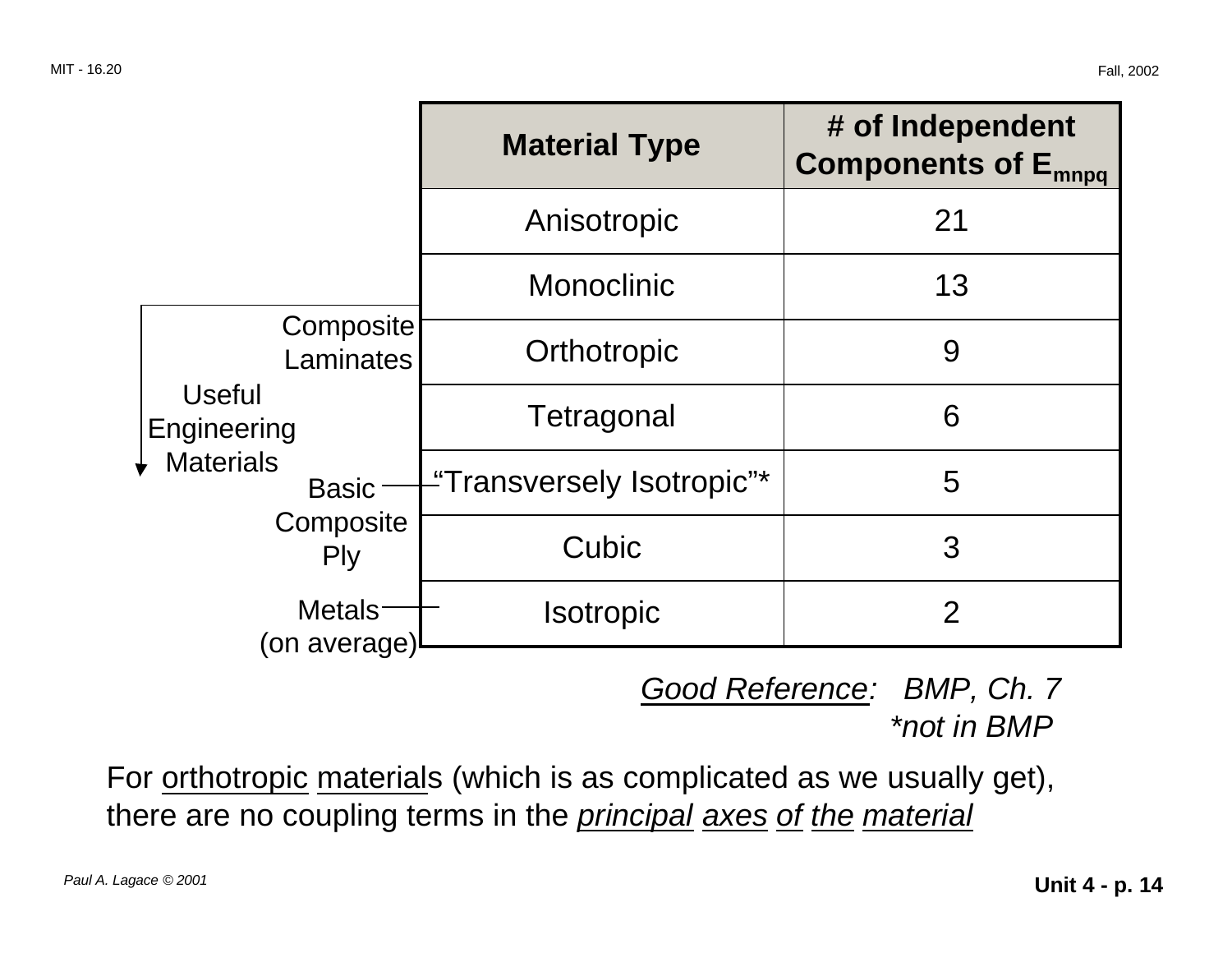| Material Type | # of Independent Components of $E_{mnpq}$ |
|---|---|
| Anisotropic | 21 |
| Monoclinic | 13 |
| Orthotropic | 9 |
| Tetragonal | 6 |
| "Transversely Isotropic"* | 5 |
| Cubic | 3 |
| Isotropic | 2 |

Composite Laminates — Orthotropic

Useful Engineering Materials (Orthotropic through Isotropic)

Basic Composite Ply — "Transversely Isotropic"

Metals (on average) — Isotropic

*Good Reference:* *BMP, Ch. 7*

*\*not in BMP*

For orthotropic materials (which is as complicated as we usually get), there are no coupling terms in the *principal axes of the material*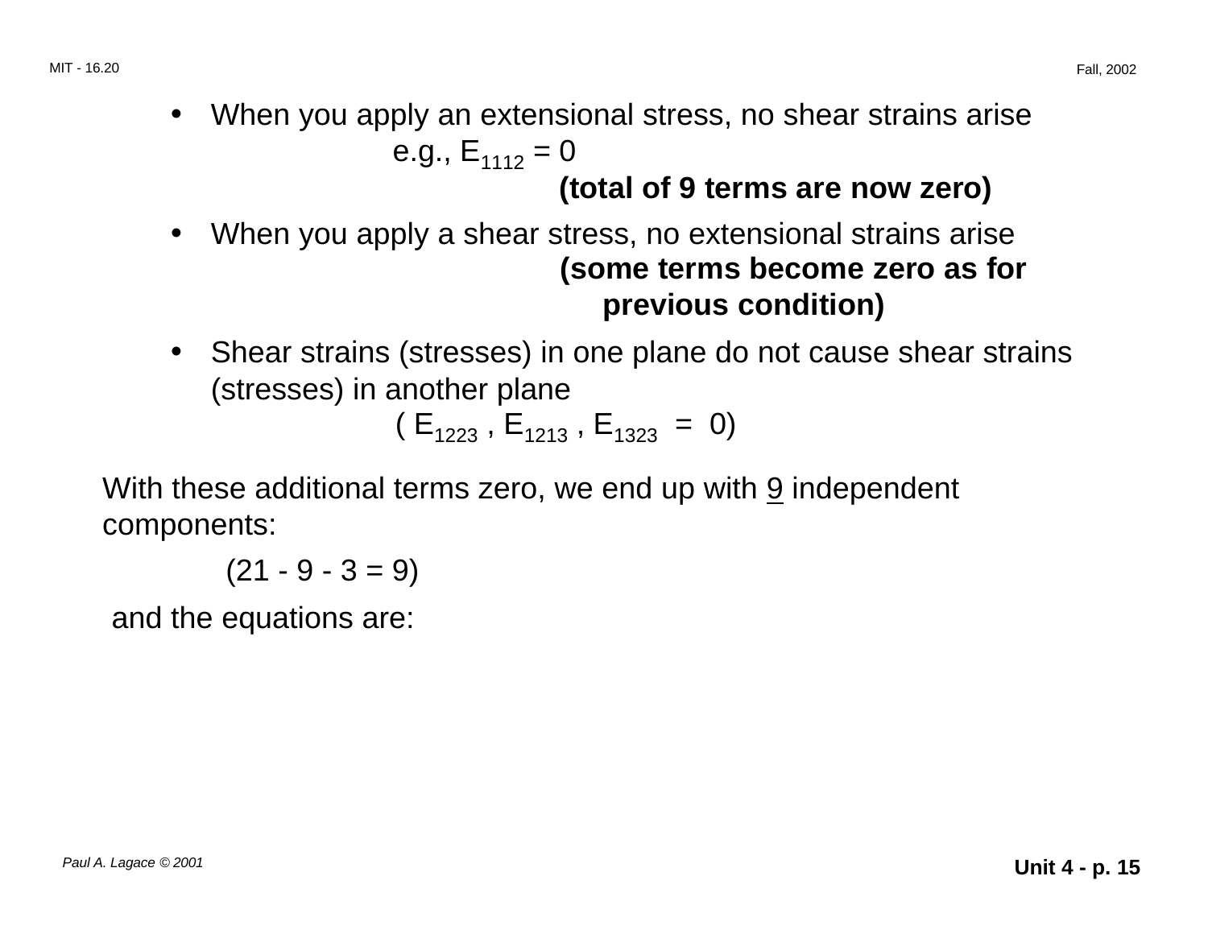- When you apply an extensional stress, no shear strains arise

  e.g., $E_{1112} = 0$

  **(total of 9 terms are now zero)**

- When you apply a shear stress, no extensional strains arise

  **(some terms become zero as for previous condition)**

- Shear strains (stresses) in one plane do not cause shear strains (stresses) in another plane

  ( $E_{1223}$ , $E_{1213}$ , $E_{1323}$ = 0)

With these additional terms zero, we end up with 9 independent components:

(21 - 9 - 3 = 9)

and the equations are: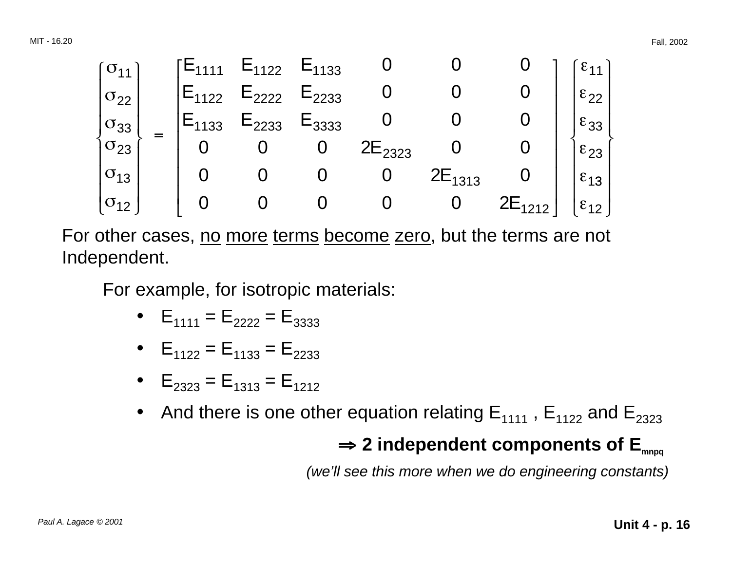$$
\begin{Bmatrix} \sigma_{11} \\ \sigma_{22} \\ \sigma_{33} \\ \sigma_{23} \\ \sigma_{13} \\ \sigma_{12} \end{Bmatrix} = \begin{bmatrix} E_{1111} & E_{1122} & E_{1133} & 0 & 0 & 0 \\ E_{1122} & E_{2222} & E_{2233} & 0 & 0 & 0 \\ E_{1133} & E_{2233} & E_{3333} & 0 & 0 & 0 \\ 0 & 0 & 0 & 2E_{2323} & 0 & 0 \\ 0 & 0 & 0 & 0 & 2E_{1313} & 0 \\ 0 & 0 & 0 & 0 & 0 & 2E_{1212} \end{bmatrix} \begin{Bmatrix} \varepsilon_{11} \\ \varepsilon_{22} \\ \varepsilon_{33} \\ \varepsilon_{23} \\ \varepsilon_{13} \\ \varepsilon_{12} \end{Bmatrix}
$$

For other cases, no more terms become zero, but the terms are not Independent.

For example, for isotropic materials:

- $E_{1111} = E_{2222} = E_{3333}$
- $E_{1122} = E_{1133} = E_{2233}$
- $E_{2323} = E_{1313} = E_{1212}$
- And there is one other equation relating $E_{1111}$ , $E_{1122}$ and $E_{2323}$

$\Rightarrow$ **2 independent components of $E_{mnpq}$**

*(we'll see this more when we do engineering constants)*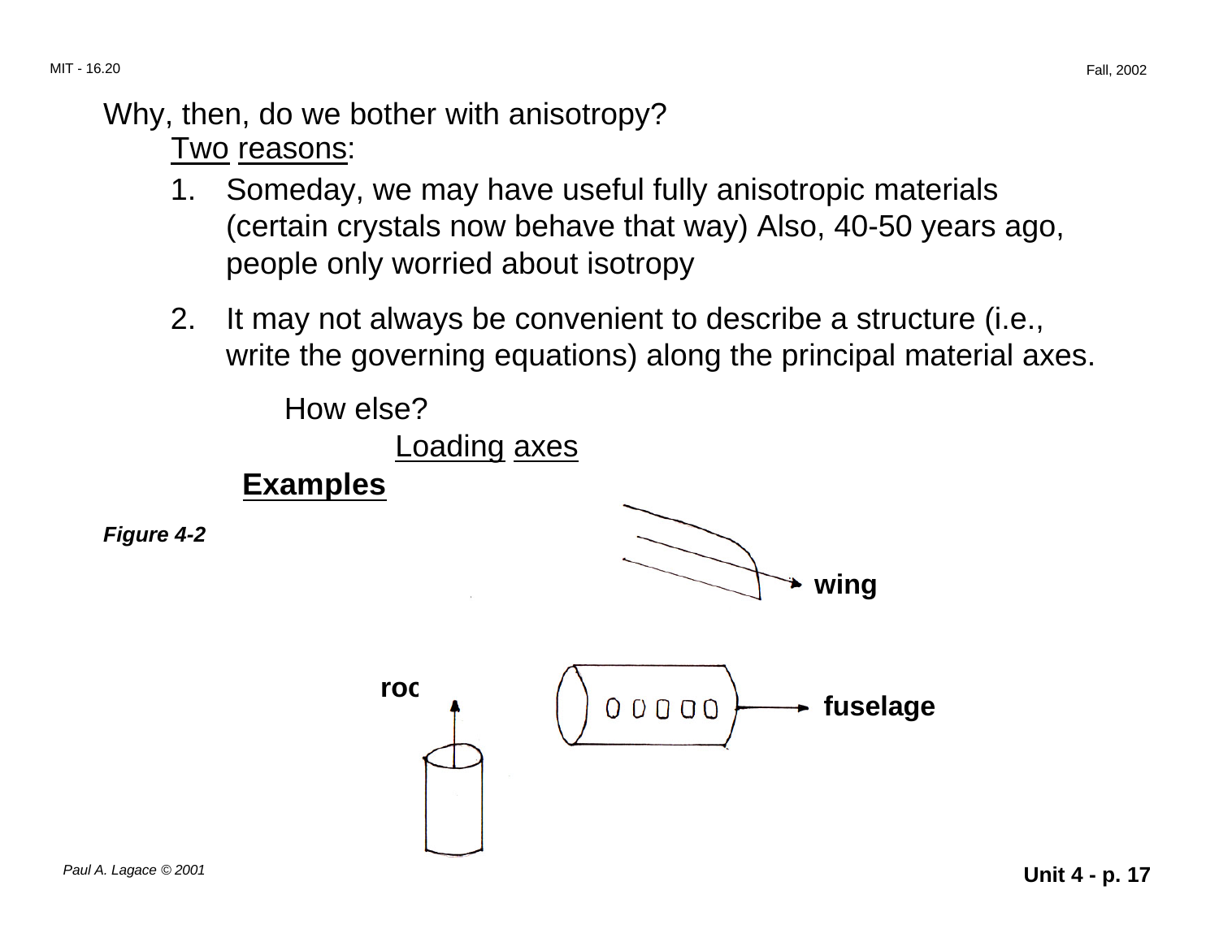Why, then, do we bother with anisotropy?

Two reasons:

1. Someday, we may have useful fully anisotropic materials (certain crystals now behave that way) Also, 40-50 years ago, people only worried about isotropy

2. It may not always be convenient to describe a structure (i.e., write the governing equations) along the principal material axes.

How else?

Loading axes

**Examples**

*Figure 4-2*

**wing**

**rod**

**fuselage**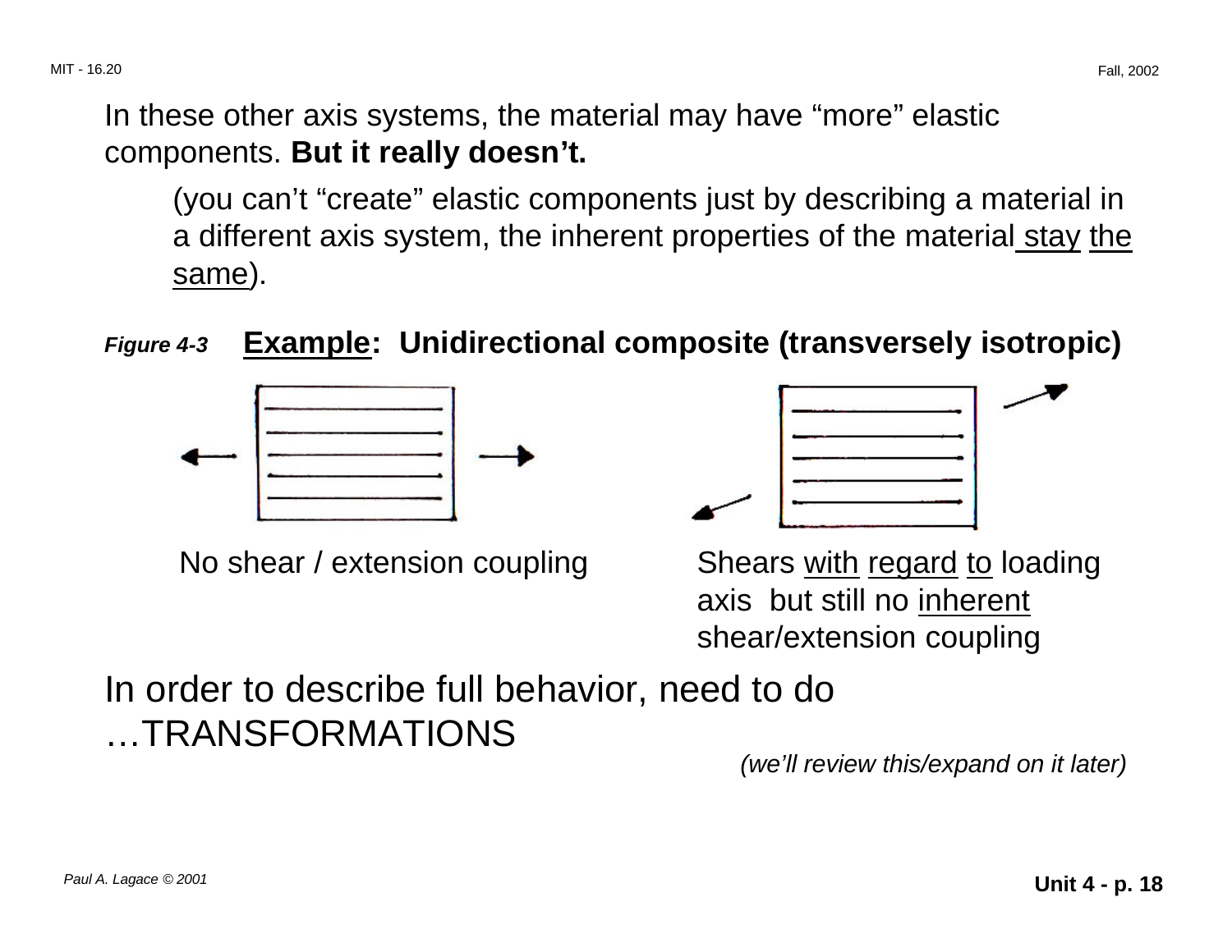In these other axis systems, the material may have “more” elastic components. **But it really doesn’t.**

(you can’t “create” elastic components just by describing a material in a different axis system, the inherent properties of the material stay the same).

*Figure 4-3* **Example: Unidirectional composite (transversely isotropic)**

No shear / extension coupling

Shears with regard to loading axis but still no inherent shear/extension coupling

In order to describe full behavior, need to do …TRANSFORMATIONS

*(we’ll review this/expand on it later)*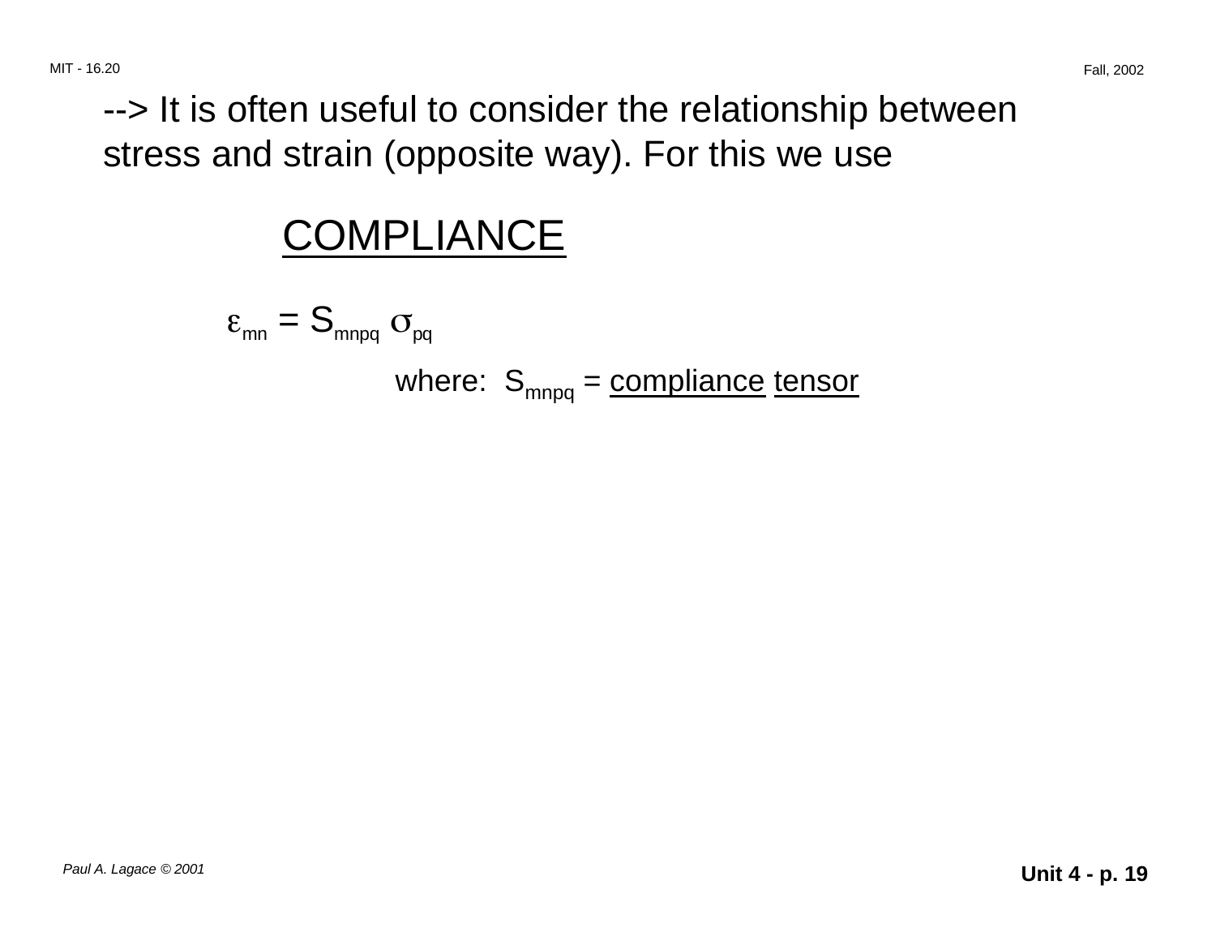--> It is often useful to consider the relationship between stress and strain (opposite way). For this we use

## COMPLIANCE

$$\varepsilon_{mn} = S_{mnpq} \, \sigma_{pq}$$

where: $S_{mnpq}$ = compliance tensor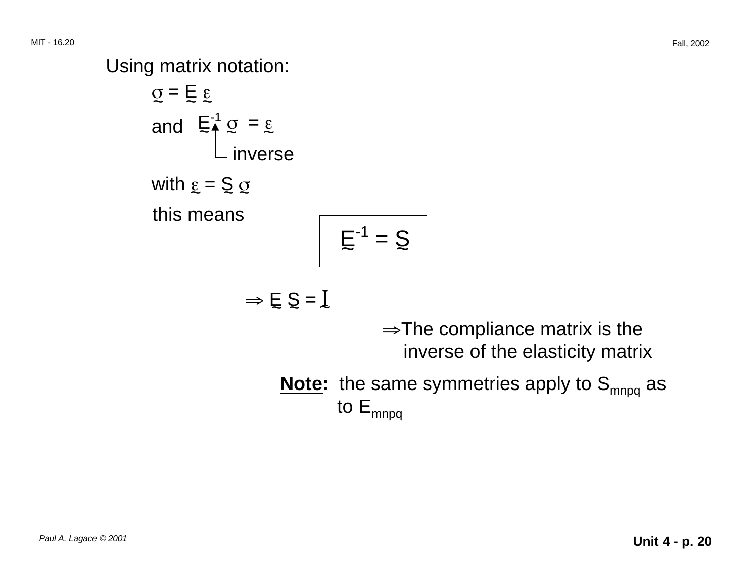Using matrix notation:

$$\underset{\sim}{\sigma} = \underset{\sim}{E}\,\underset{\sim}{\varepsilon}$$

and $\underset{\sim}{E}^{-1}\,\underset{\sim}{\sigma} = \underset{\sim}{\varepsilon}$ (where $^{-1}$ denotes the inverse)

with $\underset{\sim}{\varepsilon} = \underset{\sim}{S}\,\underset{\sim}{\sigma}$

this means

$$\boxed{\underset{\sim}{E}^{-1} = \underset{\sim}{S}}$$

$$\Rightarrow \underset{\sim}{E}\,\underset{\sim}{S} = \underset{\sim}{I}$$

$\Rightarrow$ The compliance matrix is the inverse of the elasticity matrix

**Note:** the same symmetries apply to $S_{mnpq}$ as to $E_{mnpq}$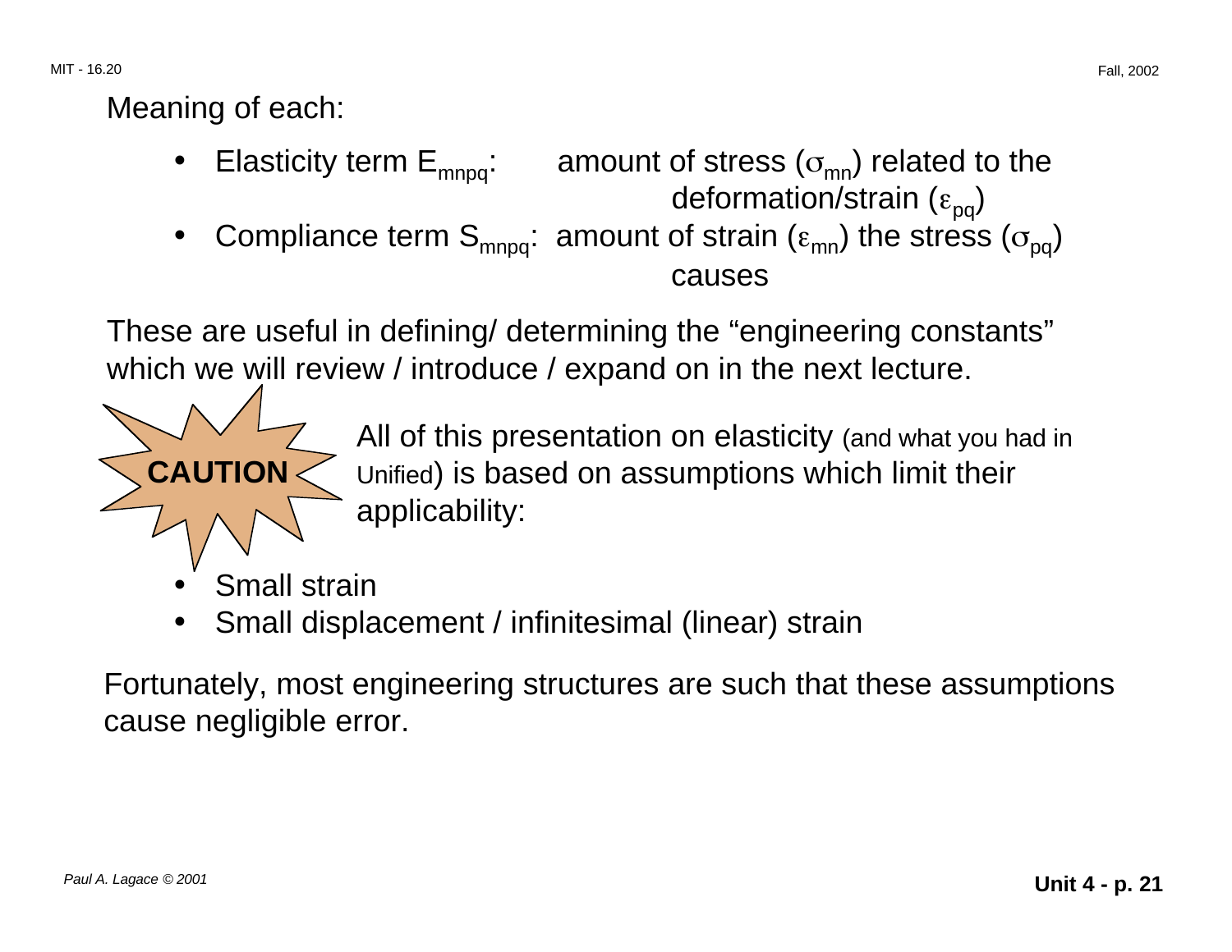Meaning of each:

- Elasticity term $E_{mnpq}$: amount of stress ($\sigma_{mn}$) related to the deformation/strain ($\varepsilon_{pq}$)
- Compliance term $S_{mnpq}$: amount of strain ($\varepsilon_{mn}$) the stress ($\sigma_{pq}$) causes

These are useful in defining/ determining the "engineering constants" which we will review / introduce / expand on in the next lecture.

**CAUTION**

All of this presentation on elasticity (and what you had in Unified) is based on assumptions which limit their applicability:

- Small strain
- Small displacement / infinitesimal (linear) strain

Fortunately, most engineering structures are such that these assumptions cause negligible error.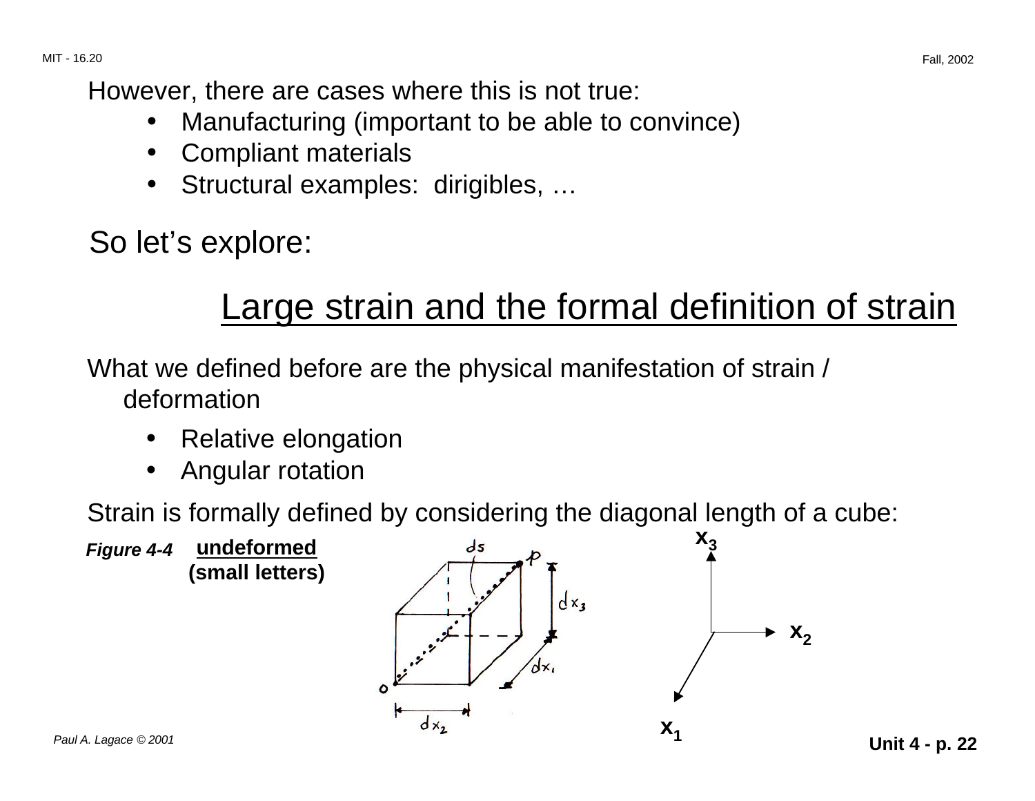However, there are cases where this is not true:

- Manufacturing (important to be able to convince)
- Compliant materials
- Structural examples: dirigibles, …

So let's explore:

## Large strain and the formal definition of strain

What we defined before are the physical manifestation of strain / deformation

- Relative elongation
- Angular rotation

Strain is formally defined by considering the diagonal length of a cube:

*Figure 4-4* **undeformed (small letters)**

$ds$, $p$, $o$, $dx_1$, $dx_2$, $dx_3$, $x_1$, $x_2$, $x_3$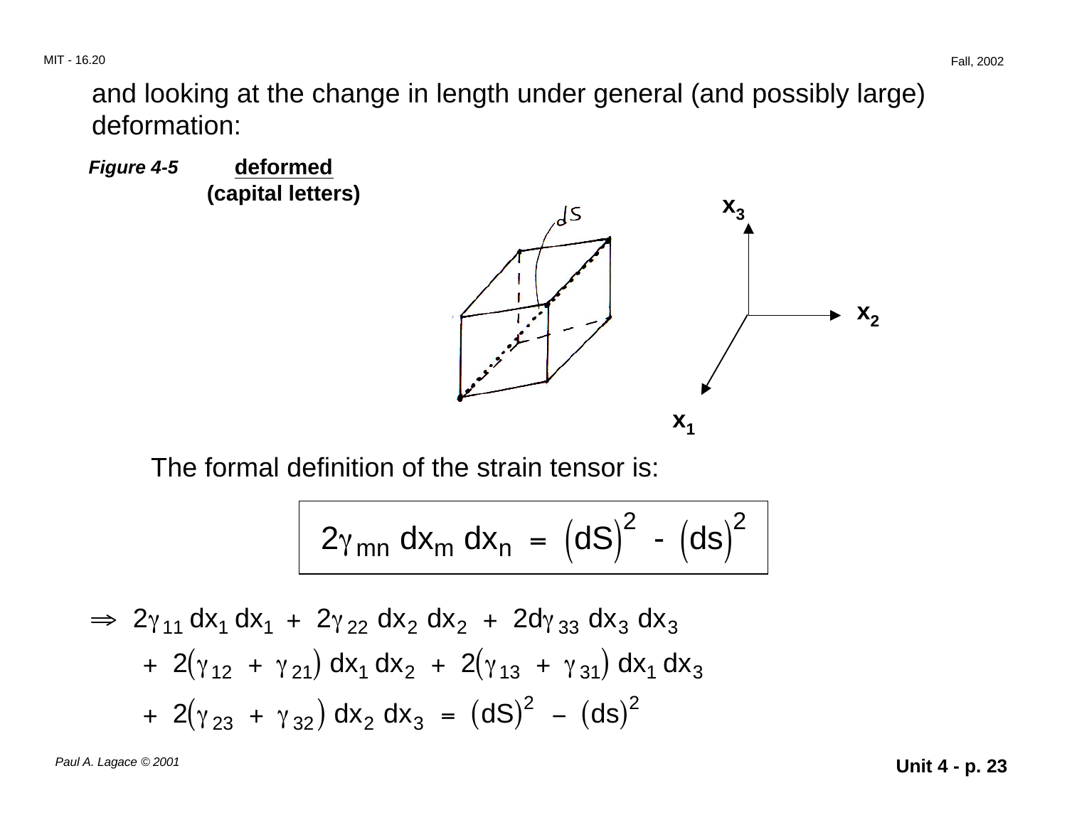and looking at the change in length under general (and possibly large) deformation:

*Figure 4-5* **deformed (capital letters)**

The formal definition of the strain tensor is:

$$2\gamma_{mn}\, dx_m\, dx_n = (dS)^2 - (ds)^2$$

$$\Rightarrow 2\gamma_{11}\, dx_1\, dx_1 + 2\gamma_{22}\, dx_2\, dx_2 + 2d\gamma_{33}\, dx_3\, dx_3$$
$$+ 2(\gamma_{12} + \gamma_{21})\, dx_1\, dx_2 + 2(\gamma_{13} + \gamma_{31})\, dx_1\, dx_3$$
$$+ 2(\gamma_{23} + \gamma_{32})\, dx_2\, dx_3 = (dS)^2 - (ds)^2$$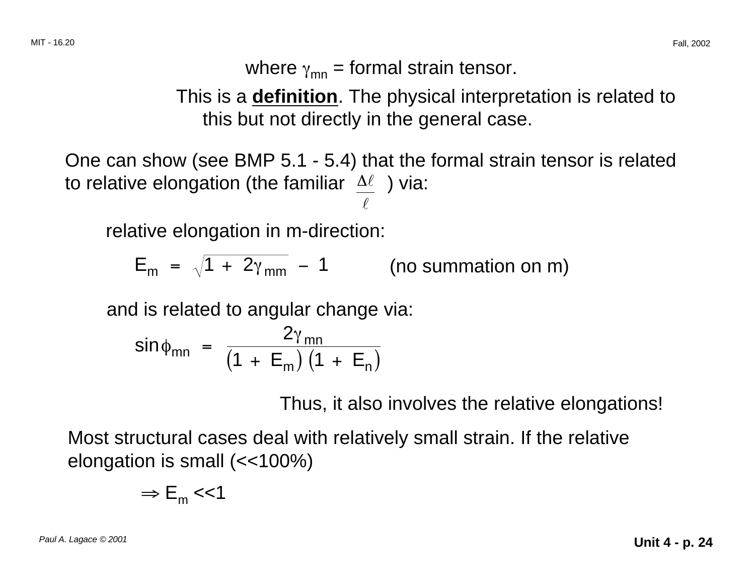where $\gamma_{mn}$ = formal strain tensor.

This is a **definition**. The physical interpretation is related to this but not directly in the general case.

One can show (see BMP 5.1 - 5.4) that the formal strain tensor is related to relative elongation (the familiar $\frac{\Delta \ell}{\ell}$ ) via:

relative elongation in m-direction:

$$E_m = \sqrt{1 + 2\gamma_{mm}} - 1 \qquad \text{(no summation on m)}$$

and is related to angular change via:

$$\sin\phi_{mn} = \frac{2\gamma_{mn}}{\left(1 + E_m\right)\left(1 + E_n\right)}$$

Thus, it also involves the relative elongations!

Most structural cases deal with relatively small strain. If the relative elongation is small (<<100%)

$$\Rightarrow E_m << 1$$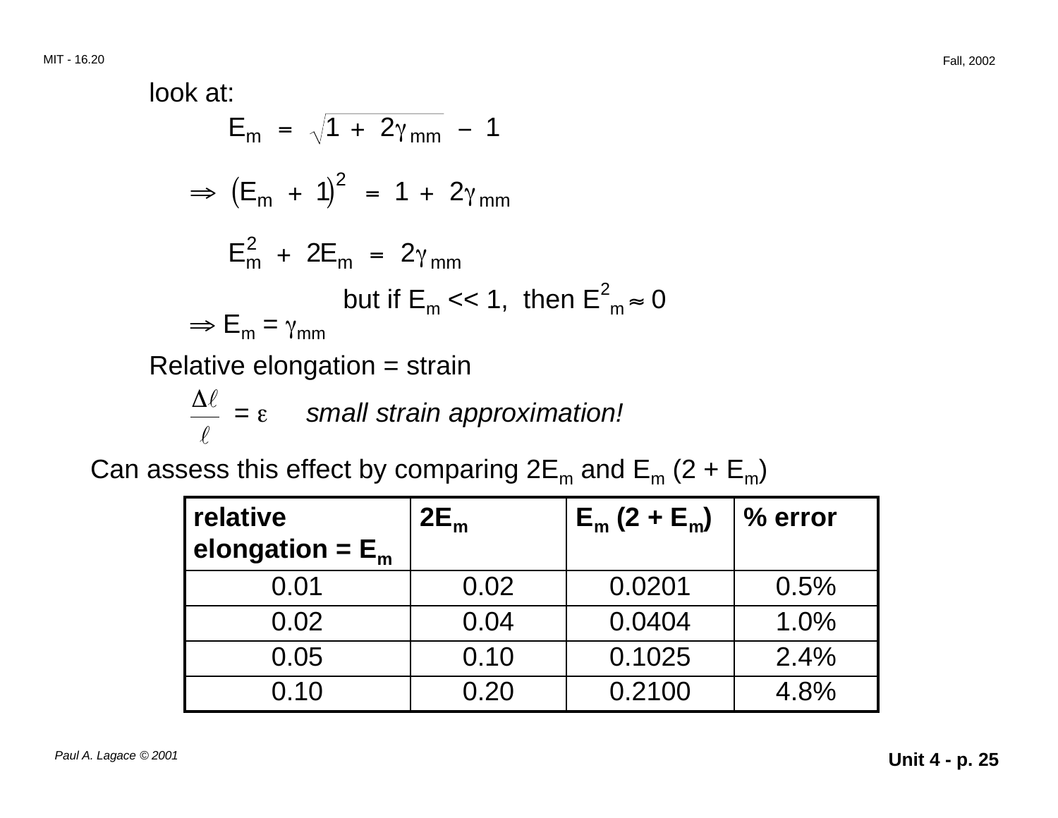look at:

$$E_m = \sqrt{1 + 2\gamma_{mm}} - 1$$

$$\Rightarrow \left(E_m + 1\right)^2 = 1 + 2\gamma_{mm}$$

$$E_m^2 + 2E_m = 2\gamma_{mm}$$

but if $E_m << 1$, then $E^2_m \approx 0$

$$\Rightarrow E_m = \gamma_{mm}$$

Relative elongation = strain

$$\frac{\Delta \ell}{\ell} = \varepsilon$$

*small strain approximation!*

Can assess this effect by comparing $2E_m$ and $E_m$ $(2 + E_m)$

| **relative elongation = $E_m$** | **$2E_m$** | **$E_m$ $(2 + E_m)$** | **% error** |
|---|---|---|---|
| 0.01 | 0.02 | 0.0201 | 0.5% |
| 0.02 | 0.04 | 0.0404 | 1.0% |
| 0.05 | 0.10 | 0.1025 | 2.4% |
| 0.10 | 0.20 | 0.2100 | 4.8% |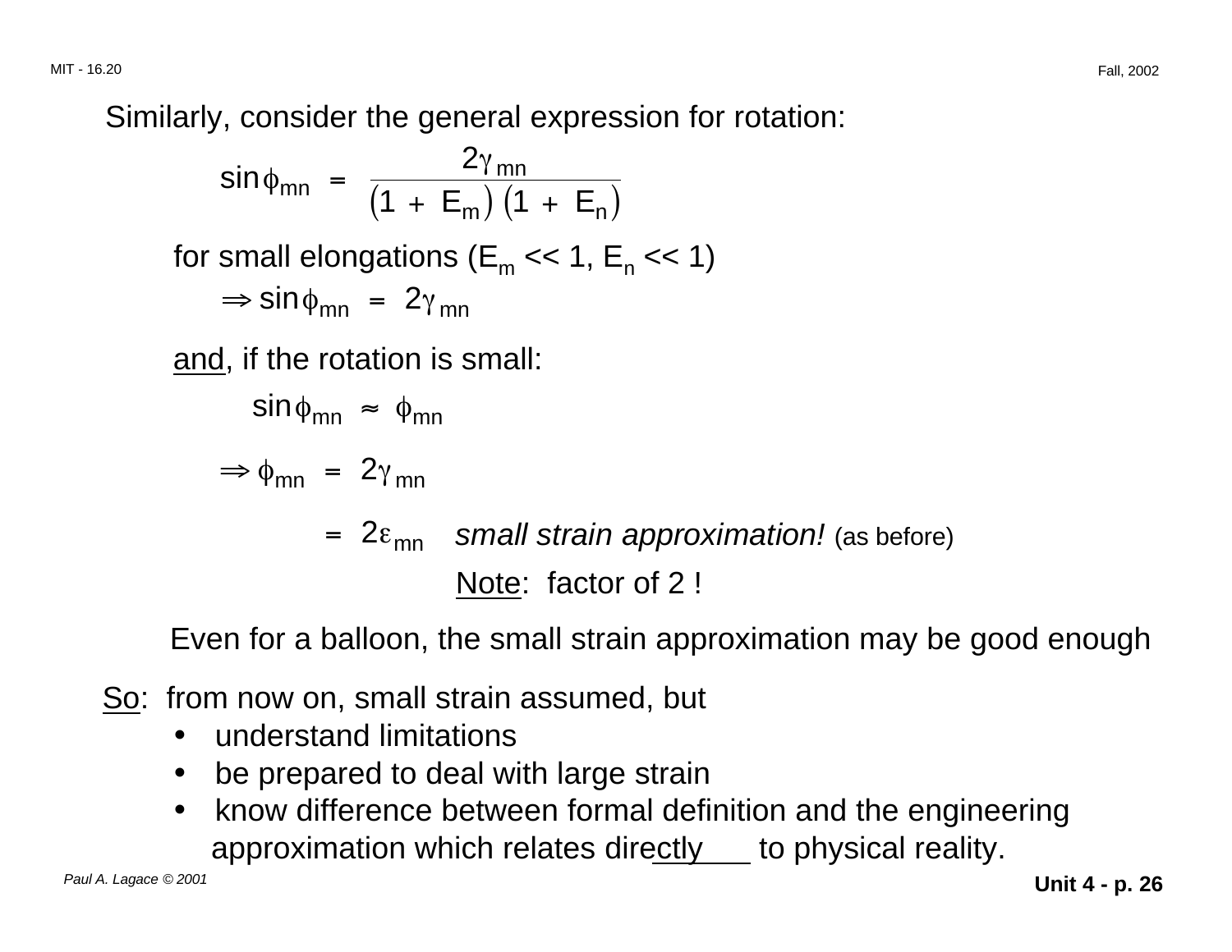Similarly, consider the general expression for rotation:

$$\sin\phi_{mn} = \frac{2\gamma_{mn}}{\left(1 + E_m\right)\left(1 + E_n\right)}$$

for small elongations ($E_m << 1$, $E_n << 1$)

$$\Rightarrow \sin\phi_{mn} = 2\gamma_{mn}$$

<u>and</u>, if the rotation is small:

$$\sin\phi_{mn} \approx \phi_{mn}$$

$$\Rightarrow \phi_{mn} = 2\gamma_{mn}$$

$$= 2\varepsilon_{mn}$$ *small strain approximation!* (as before)

<u>Note</u>: factor of 2 !

Even for a balloon, the small strain approximation may be good enough

<u>So</u>: from now on, small strain assumed, but

- understand limitations
- be prepared to deal with large strain
- know difference between formal definition and the engineering approximation which relates directly to physical reality.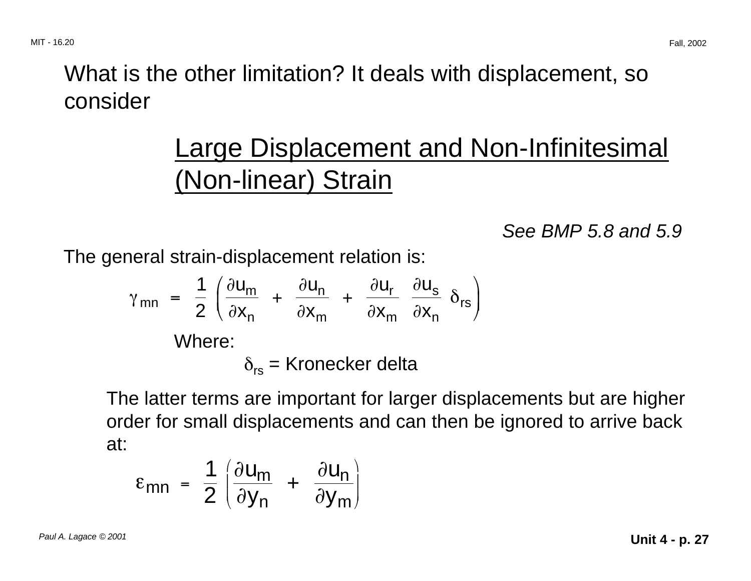What is the other limitation? It deals with displacement, so consider

## Large Displacement and Non-Infinitesimal (Non-linear) Strain

*See BMP 5.8 and 5.9*

The general strain-displacement relation is:

$$\gamma_{mn} = \frac{1}{2}\left(\frac{\partial u_m}{\partial x_n} + \frac{\partial u_n}{\partial x_m} + \frac{\partial u_r}{\partial x_m}\frac{\partial u_s}{\partial x_n}\delta_{rs}\right)$$

Where:

$\delta_{rs}$ = Kronecker delta

The latter terms are important for larger displacements but are higher order for small displacements and can then be ignored to arrive back at:

$$\varepsilon_{mn} = \frac{1}{2}\left(\frac{\partial u_m}{\partial y_n} + \frac{\partial u_n}{\partial y_m}\right)$$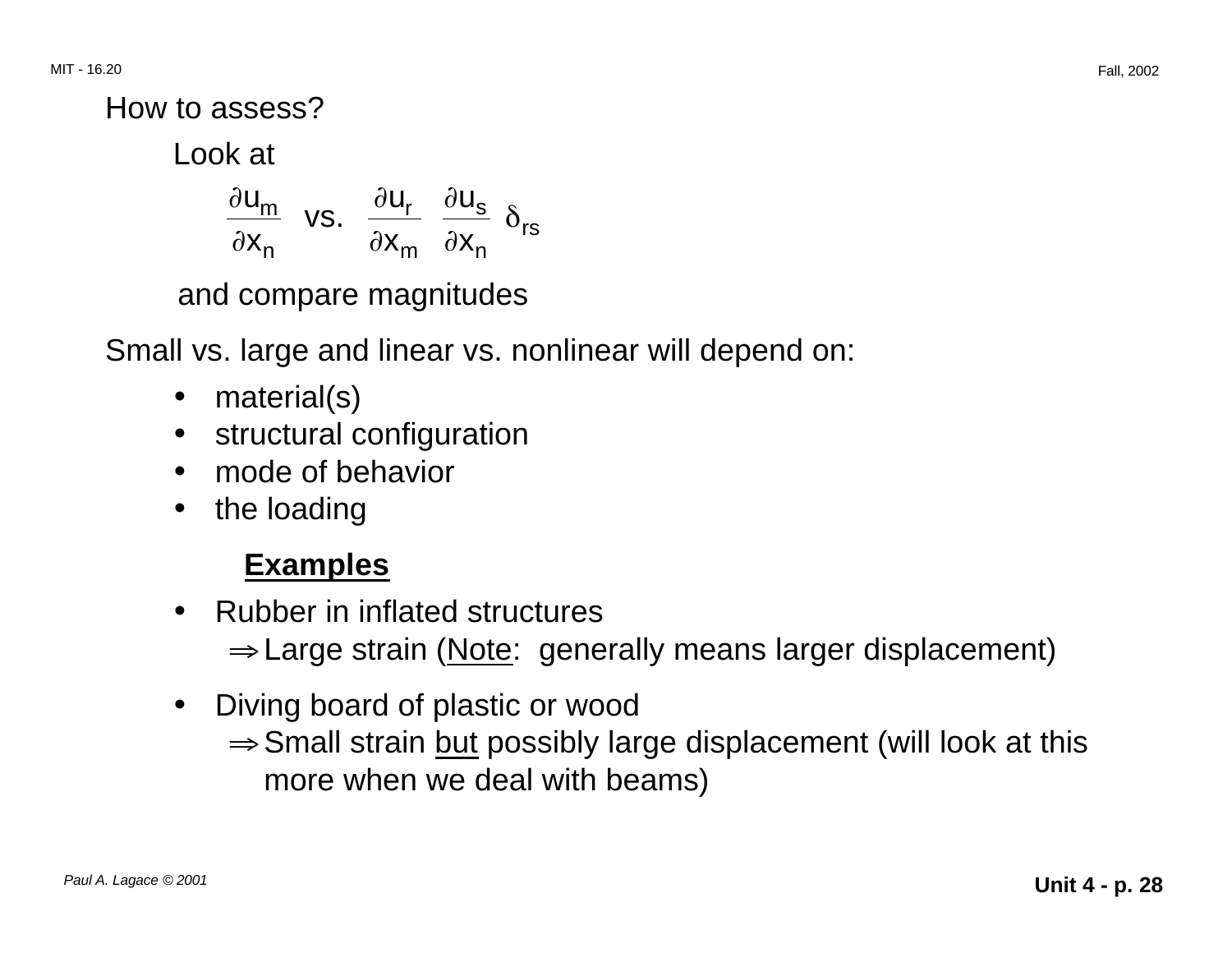How to assess?

Look at

$$\frac{\partial u_m}{\partial x_n} \quad \text{vs.} \quad \frac{\partial u_r}{\partial x_m} \frac{\partial u_s}{\partial x_n} \delta_{rs}$$

and compare magnitudes

Small vs. large and linear vs. nonlinear will depend on:

- material(s)
- structural configuration
- mode of behavior
- the loading

**Examples**

- Rubber in inflated structures
  $\Rightarrow$ Large strain (Note: generally means larger displacement)

- Diving board of plastic or wood
  $\Rightarrow$ Small strain but possibly large displacement (will look at this more when we deal with beams)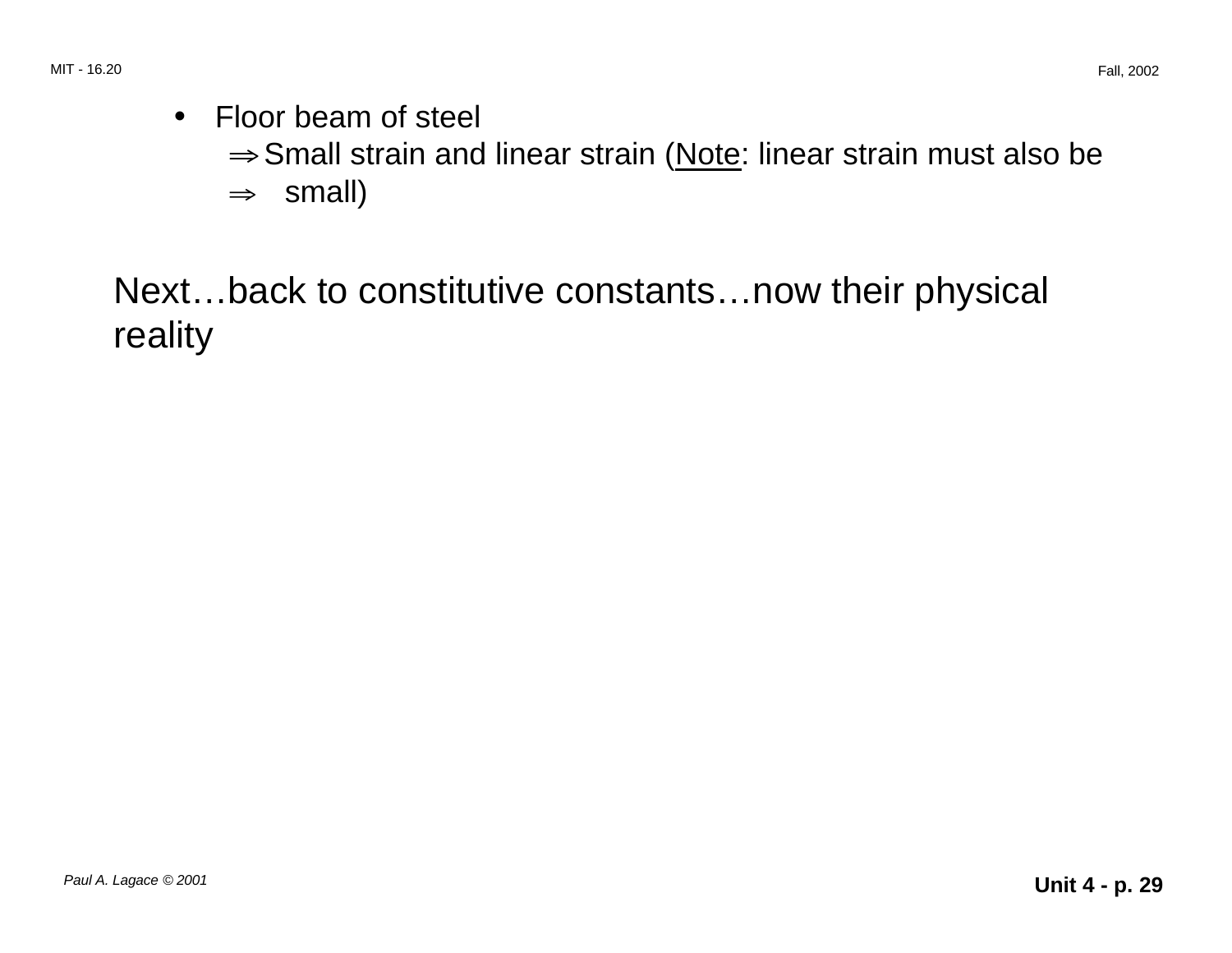- Floor beam of steel
  - $\Rightarrow$ Small strain and linear strain (<u>Note</u>: linear strain must also be
  - $\Rightarrow$ small)

Next…back to constitutive constants…now their physical reality